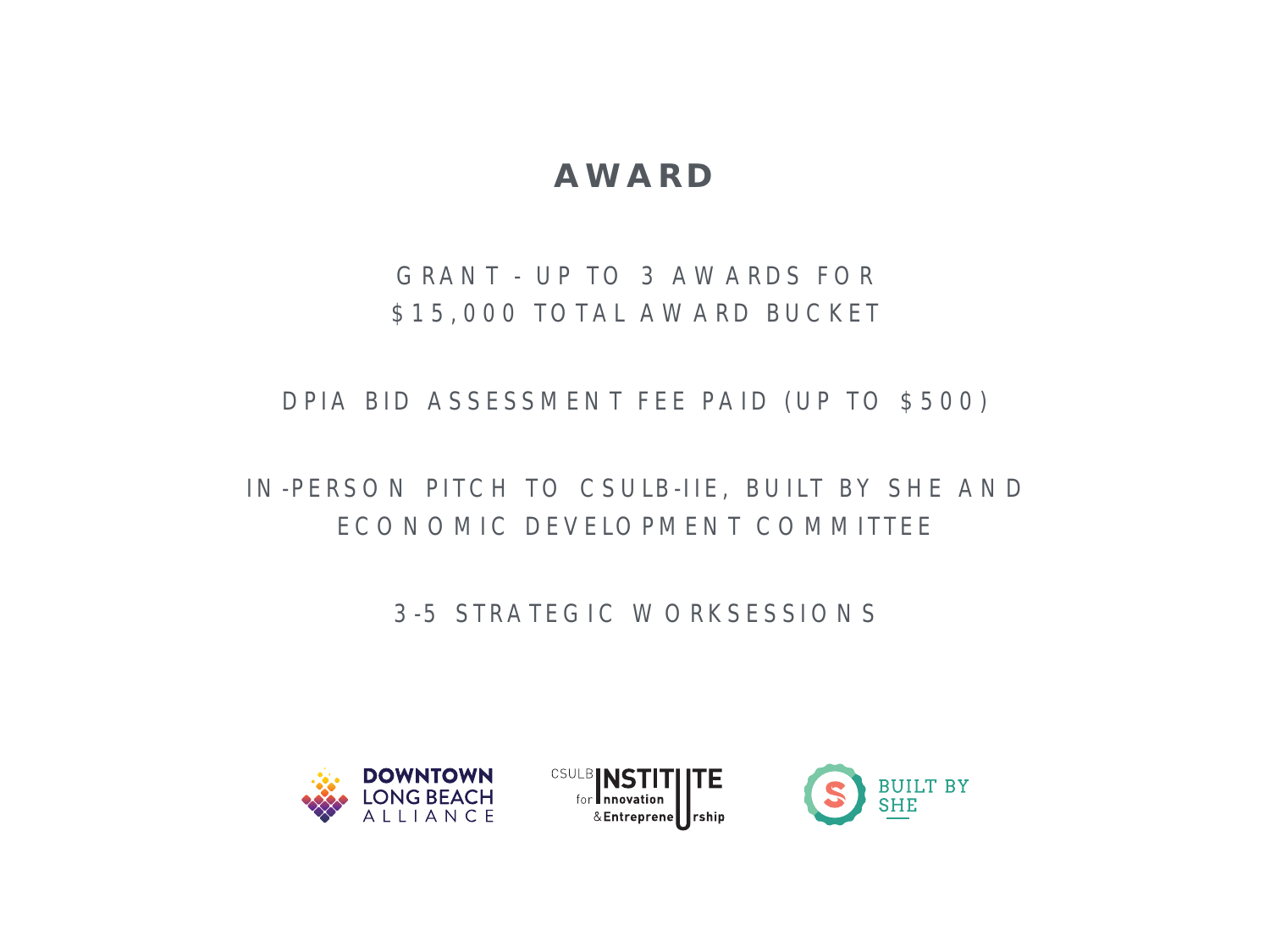# AWARD

GRANT - UP TO 3 AWARDS FOR $15,000 TOTAL AWARD BUCKET

DPIA BID ASSESSMENT FEE PAID (UP TO $500)

IN-PERSON PITCH TO CSULB-IIE, BUILT BY SHE AND ECONOMIC DEVELOPMENT COMMITTEE

3-5 STRATEGIC WORKSESSIONS

DOWNTOWN LONG BEACH ALLIANCE

CSULB INSTITUTE for Innovation & Entrepreneurship

BUILT BY SHE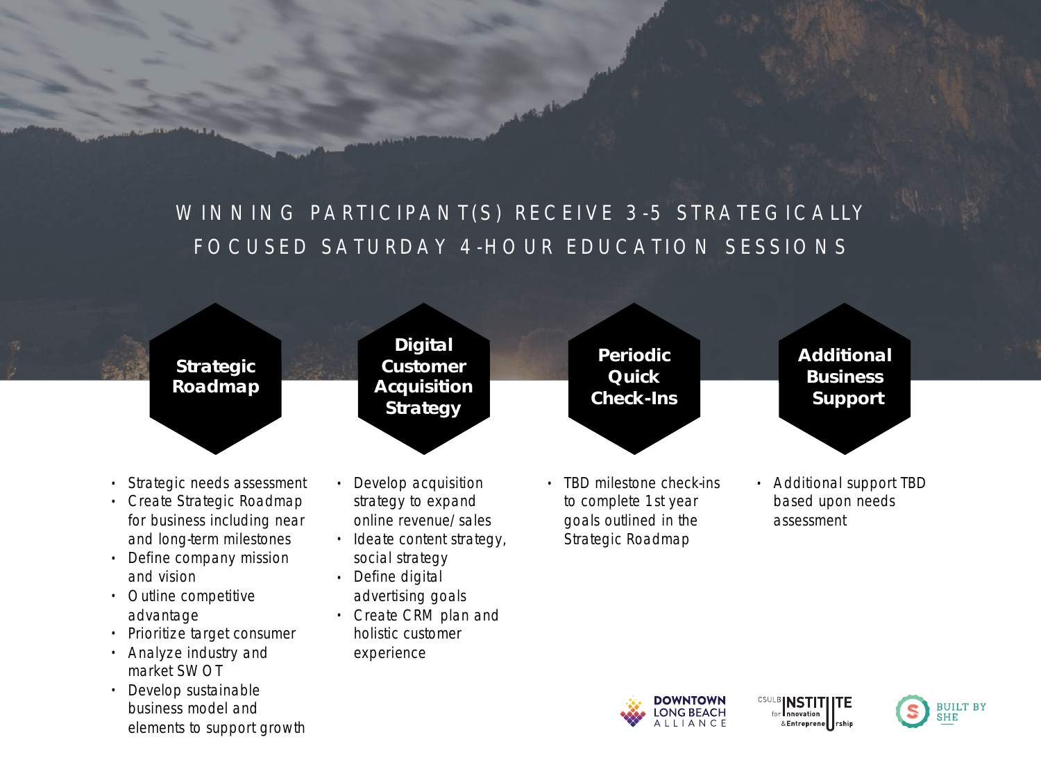# WINNING PARTICIPANT(S) RECEIVE 3-5 STRATEGICALLY FOCUSED SATURDAY 4-HOUR EDUCATION SESSIONS

## Strategic Roadmap

- Strategic needs assessment
- Create Strategic Roadmap for business including near and long-term milestones
- Define company mission and vision
- Outline competitive advantage
- Prioritize target consumer
- Analyze industry and market SWOT
- Develop sustainable business model and elements to support growth

## Digital Customer Acquisition Strategy

- Develop acquisition strategy to expand online revenue/sales
- Ideate content strategy, social strategy
- Define digital advertising goals
- Create CRM plan and holistic customer experience

## Periodic Quick Check-Ins

- TBD milestone check-ins to complete 1st year goals outlined in the Strategic Roadmap

## Additional Business Support

- Additional support TBD based upon needs assessment

DOWNTOWN LONG BEACH ALLIANCE

CSULB INSTITUTE for Innovation & Entrepreneurship

BUILT BY SHE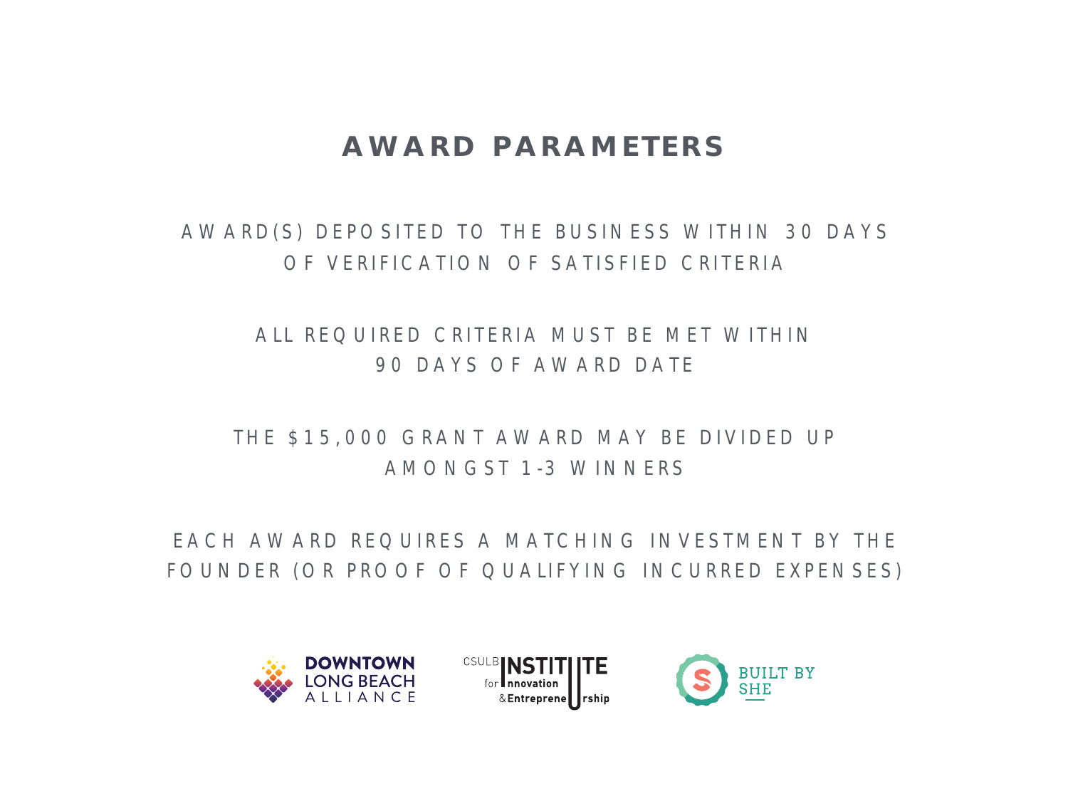# AWARD PARAMETERS

AWARD(S) DEPOSITED TO THE BUSINESS WITHIN 30 DAYS OF VERIFICATION OF SATISFIED CRITERIA

ALL REQUIRED CRITERIA MUST BE MET WITHIN 90 DAYS OF AWARD DATE

THE $15,000 GRANT AWARD MAY BE DIVIDED UP AMONGST 1-3 WINNERS

EACH AWARD REQUIRES A MATCHING INVESTMENT BY THE FOUNDER (OR PROOF OF QUALIFYING INCURRED EXPENSES)

DOWNTOWN LONG BEACH ALLIANCE

CSULB INSTITUTE for Innovation & Entrepreneurship

BUILT BY SHE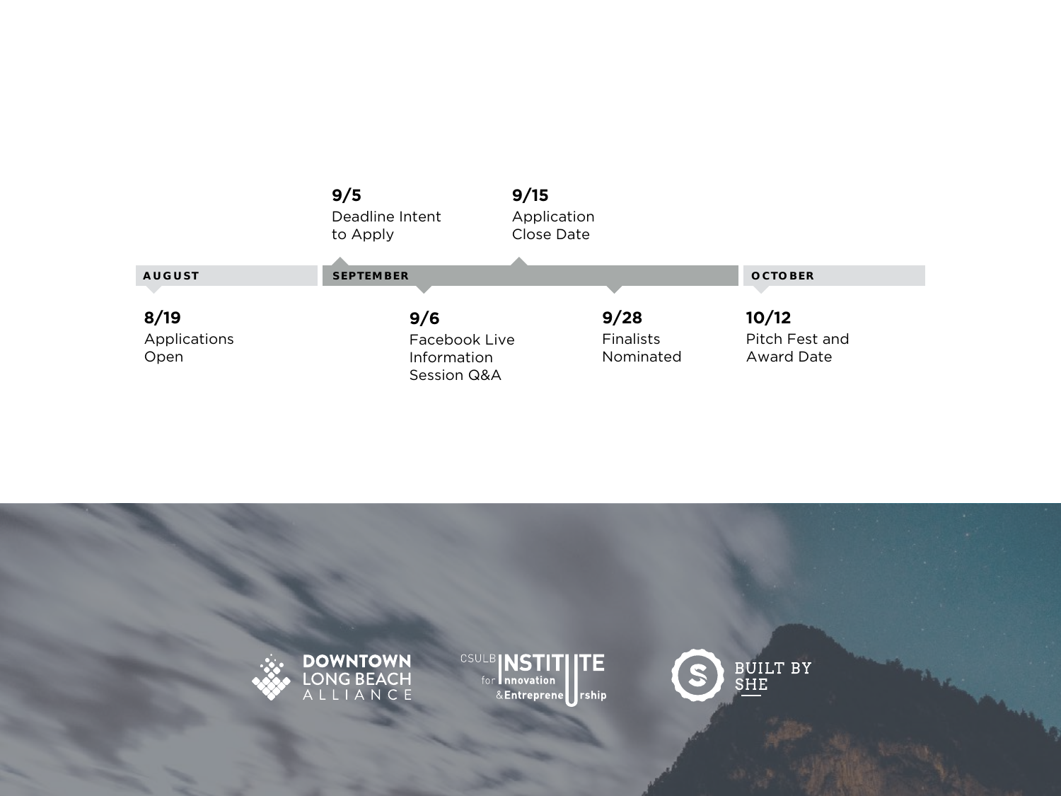**AUGUST**

**8/19**
Applications Open

**SEPTEMBER**

**9/5**
Deadline Intent to Apply

**9/6**
Facebook Live Information Session Q&A

**9/15**
Application Close Date

**9/28**
Finalists Nominated

**OCTOBER**

**10/12**
Pitch Fest and Award Date

DOWNTOWN LONG BEACH ALLIANCE

CSULB INSTITUTE for Innovation & Entrepreneurship

BUILT BY SHE